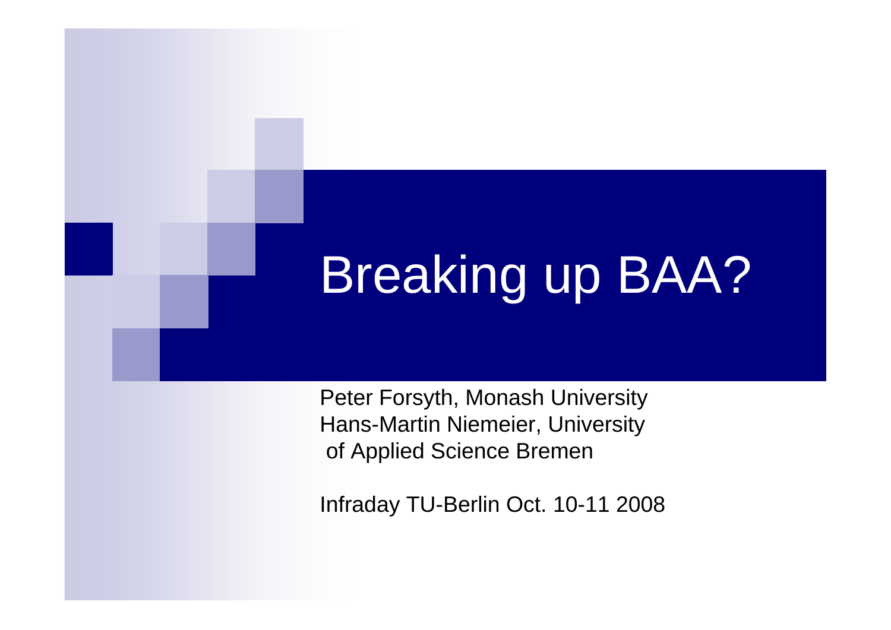# Breaking up BAA?

Peter Forsyth, Monash University
Hans-Martin Niemeier, University of Applied Science Bremen

Infraday TU-Berlin Oct. 10-11 2008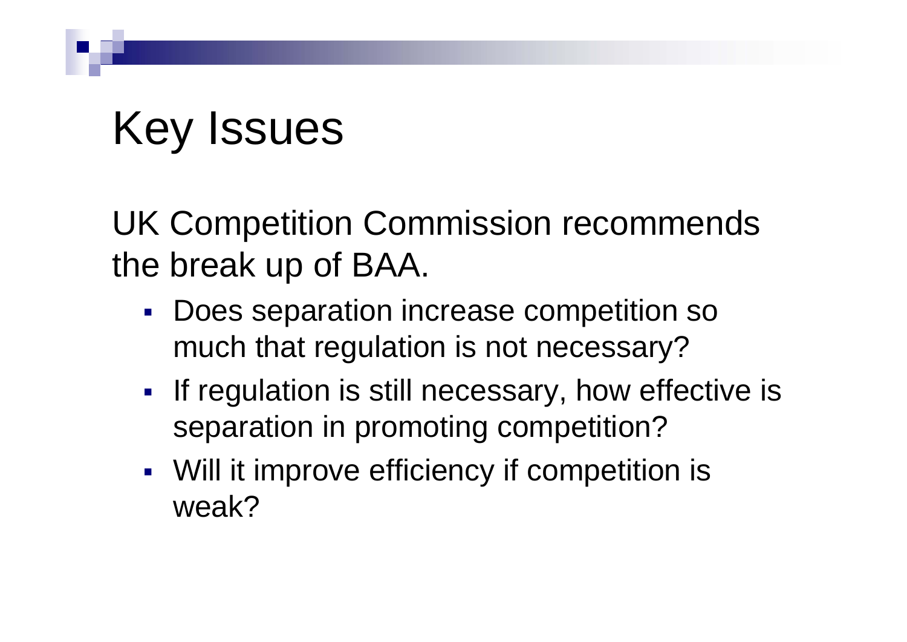# Key Issues

UK Competition Commission recommends the break up of BAA.

- Does separation increase competition so much that regulation is not necessary?
- If regulation is still necessary, how effective is separation in promoting competition?
- Will it improve efficiency if competition is weak?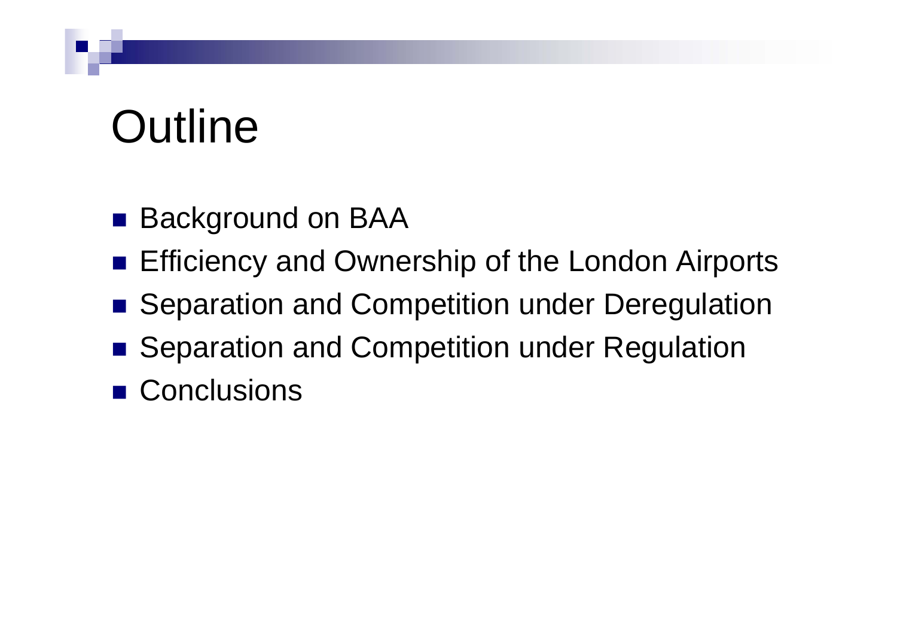# Outline

- Background on BAA
- Efficiency and Ownership of the London Airports
- Separation and Competition under Deregulation
- Separation and Competition under Regulation
- Conclusions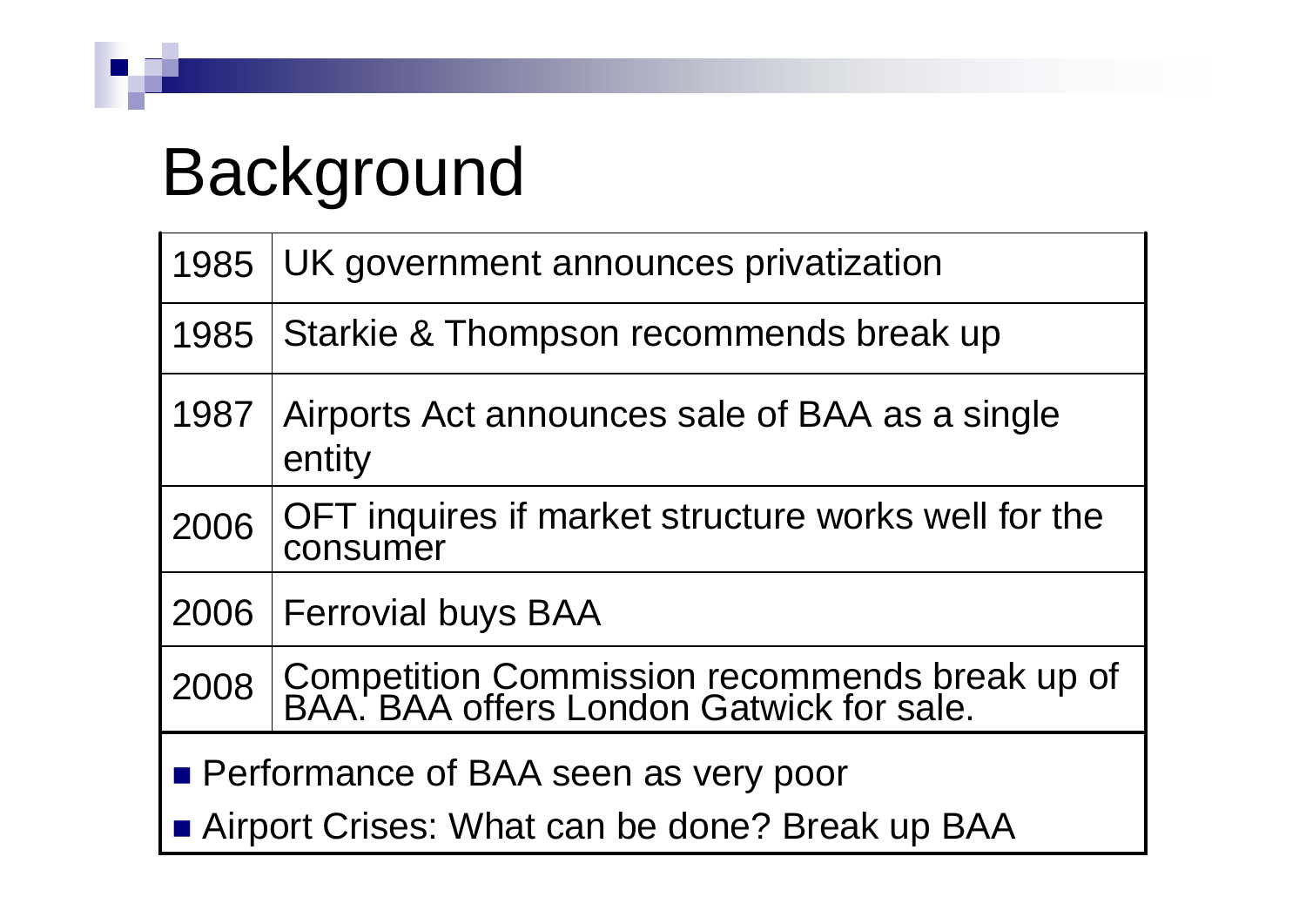# Background

| | |
|---|---|
| 1985 | UK government announces privatization |
| 1985 | Starkie & Thompson recommends break up |
| 1987 | Airports Act announces sale of BAA as a single entity |
| 2006 | OFT inquires if market structure works well for the consumer |
| 2006 | Ferrovial buys BAA |
| 2008 | Competition Commission recommends break up of BAA. BAA offers London Gatwick for sale. |

- Performance of BAA seen as very poor
- Airport Crises: What can be done? Break up BAA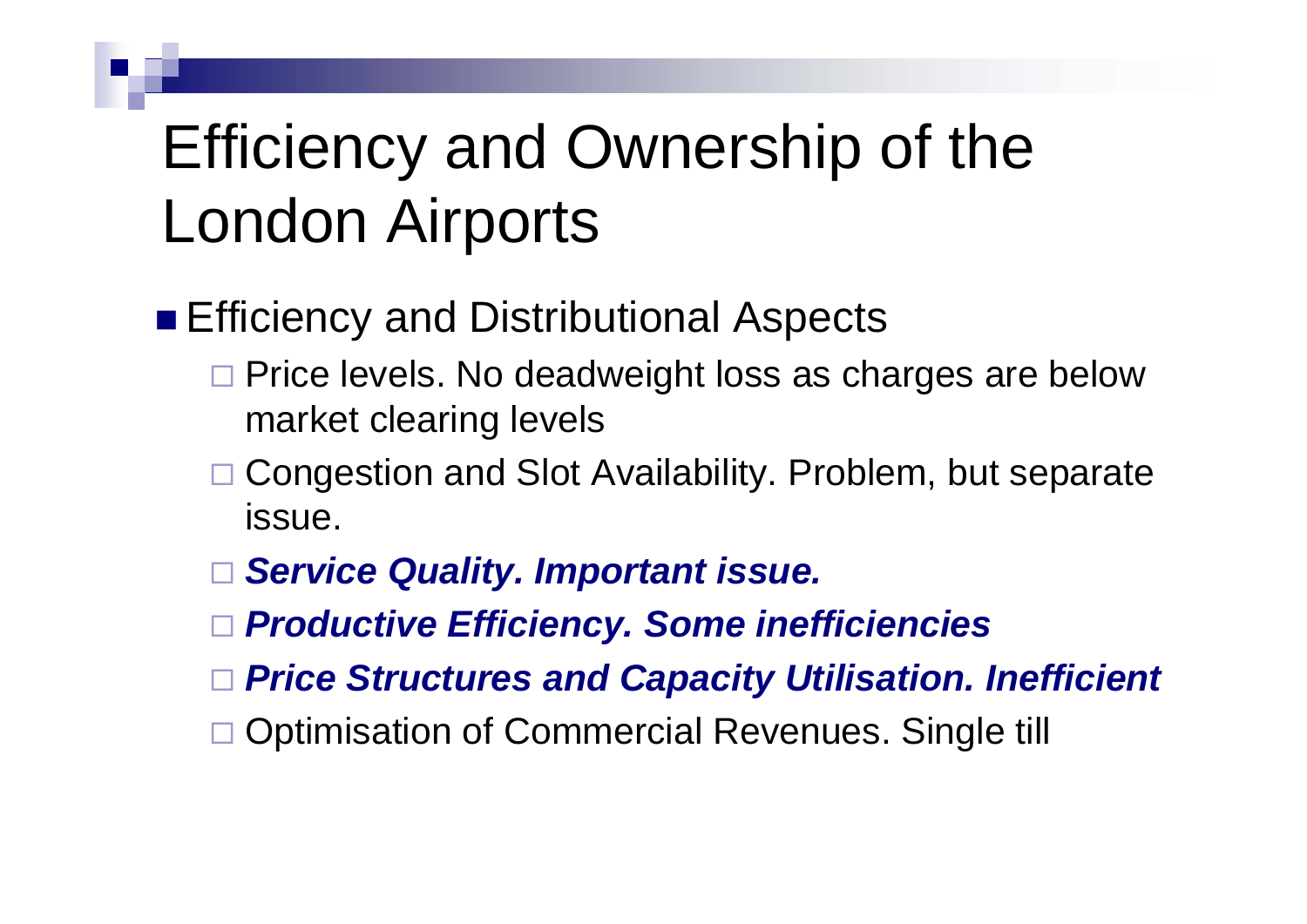# Efficiency and Ownership of the London Airports

- Efficiency and Distributional Aspects
  - Price levels. No deadweight loss as charges are below market clearing levels
  - Congestion and Slot Availability. Problem, but separate issue.
  - ***Service Quality. Important issue.***
  - ***Productive Efficiency. Some inefficiencies***
  - ***Price Structures and Capacity Utilisation. Inefficient***
  - Optimisation of Commercial Revenues. Single till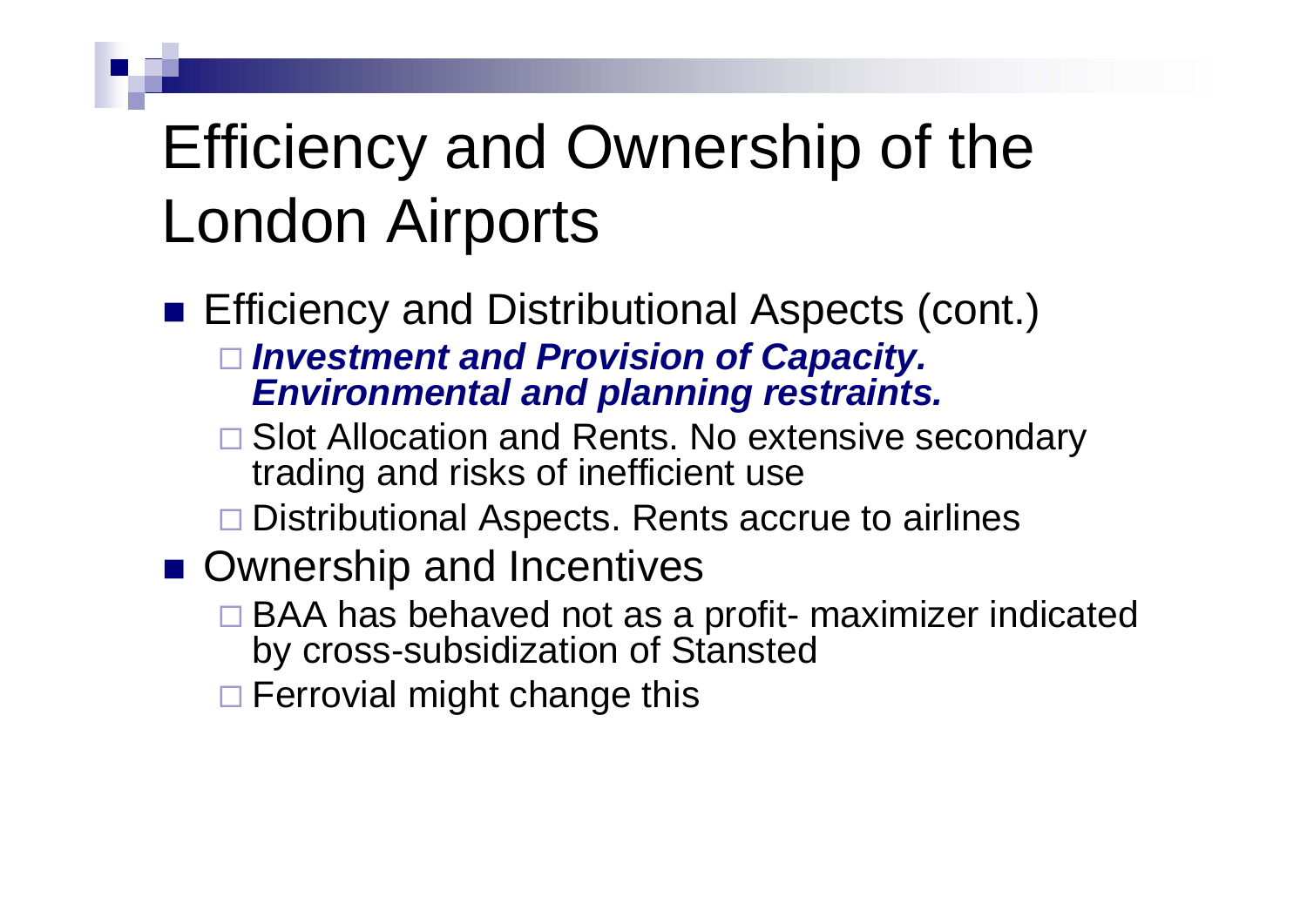# Efficiency and Ownership of the London Airports

- Efficiency and Distributional Aspects (cont.)
  - ***Investment and Provision of Capacity. Environmental and planning restraints.***
  - Slot Allocation and Rents. No extensive secondary trading and risks of inefficient use
  - Distributional Aspects. Rents accrue to airlines
- Ownership and Incentives
  - BAA has behaved not as a profit- maximizer indicated by cross-subsidization of Stansted
  - Ferrovial might change this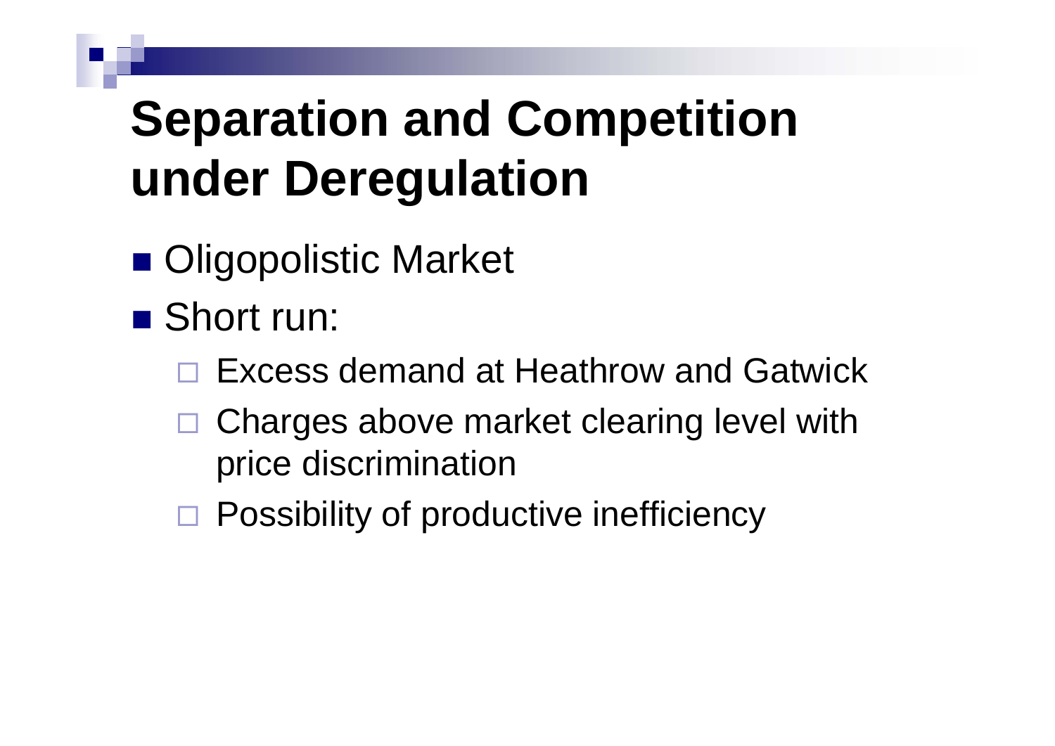# Separation and Competition under Deregulation

- Oligopolistic Market
- Short run:
  - Excess demand at Heathrow and Gatwick
  - Charges above market clearing level with price discrimination
  - Possibility of productive inefficiency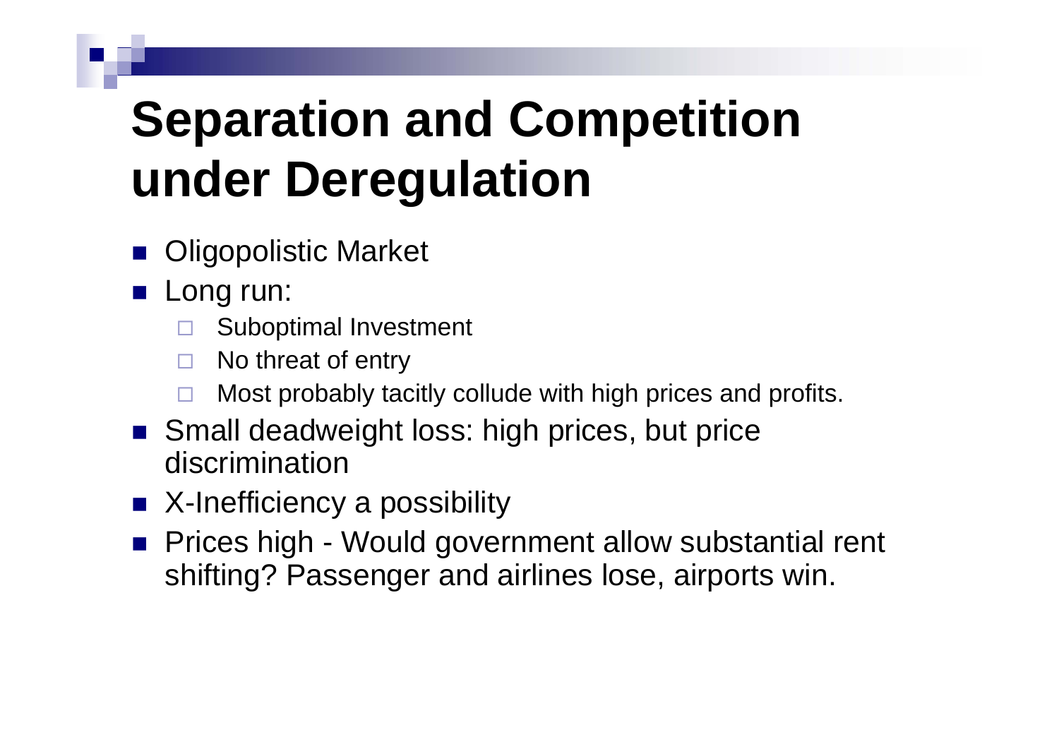# Separation and Competition under Deregulation

- Oligopolistic Market
- Long run:
  - Suboptimal Investment
  - No threat of entry
  - Most probably tacitly collude with high prices and profits.
- Small deadweight loss: high prices, but price discrimination
- X-Inefficiency a possibility
- Prices high - Would government allow substantial rent shifting? Passenger and airlines lose, airports win.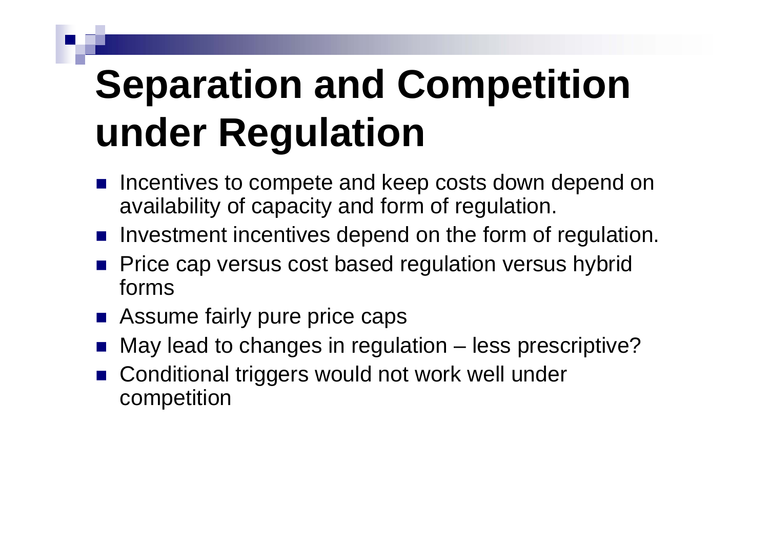# Separation and Competition under Regulation

- Incentives to compete and keep costs down depend on availability of capacity and form of regulation.
- Investment incentives depend on the form of regulation.
- Price cap versus cost based regulation versus hybrid forms
- Assume fairly pure price caps
- May lead to changes in regulation – less prescriptive?
- Conditional triggers would not work well under competition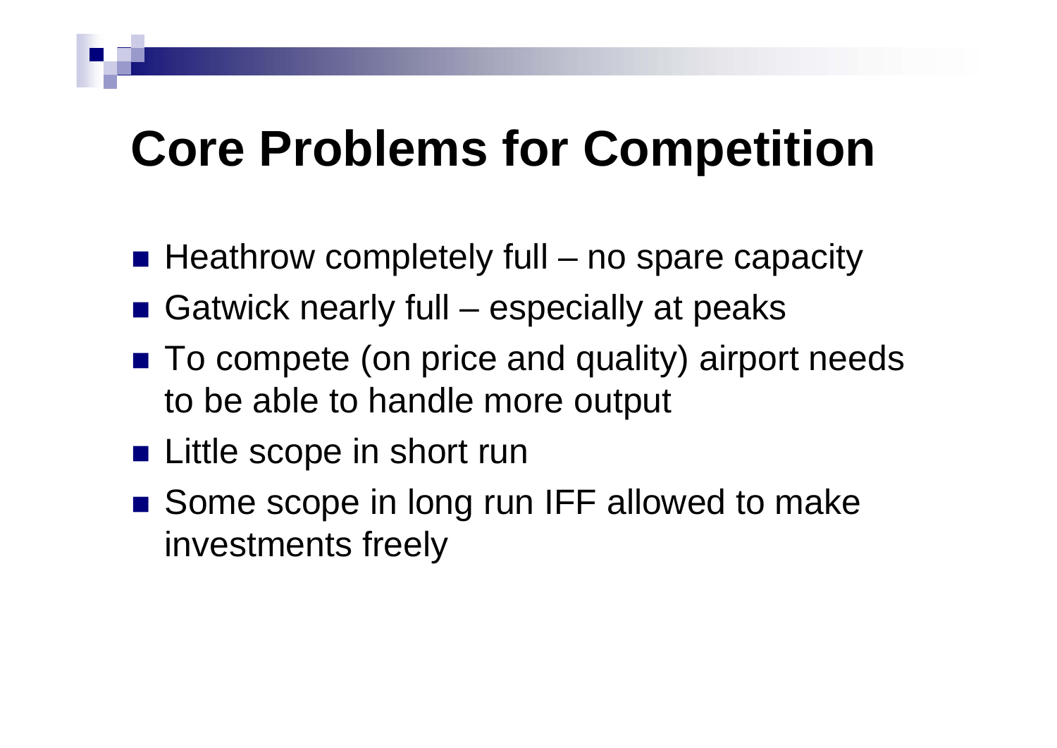# Core Problems for Competition

- Heathrow completely full – no spare capacity
- Gatwick nearly full – especially at peaks
- To compete (on price and quality) airport needs to be able to handle more output
- Little scope in short run
- Some scope in long run IFF allowed to make investments freely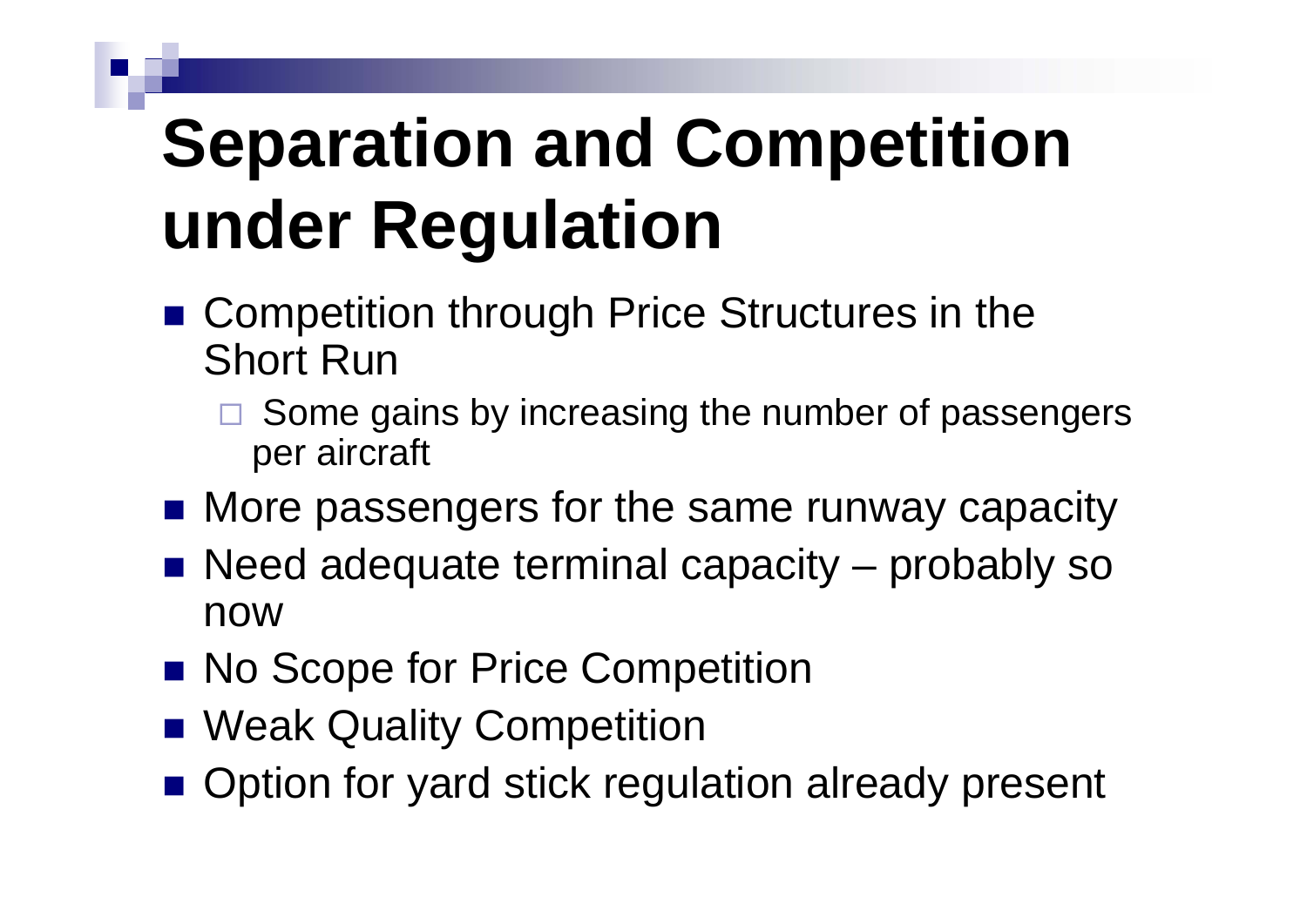# Separation and Competition under Regulation

- Competition through Price Structures in the Short Run
  - Some gains by increasing the number of passengers per aircraft
- More passengers for the same runway capacity
- Need adequate terminal capacity – probably so now
- No Scope for Price Competition
- Weak Quality Competition
- Option for yard stick regulation already present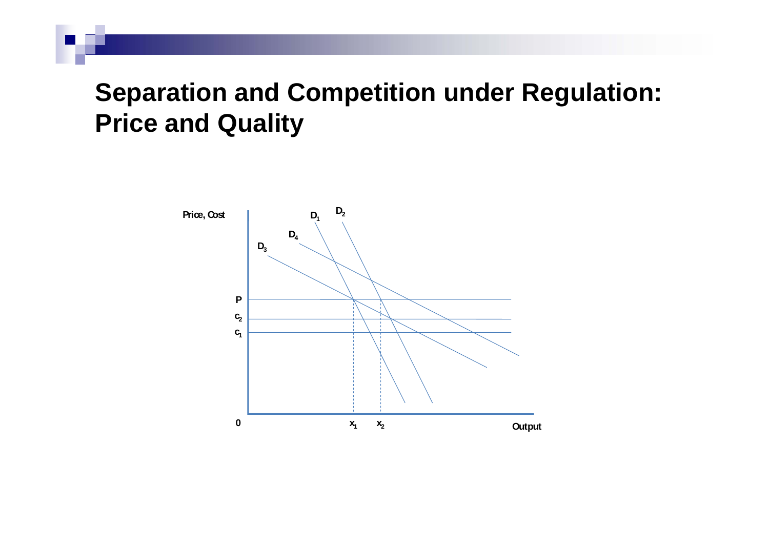# Separation and Competition under Regulation: Price and Quality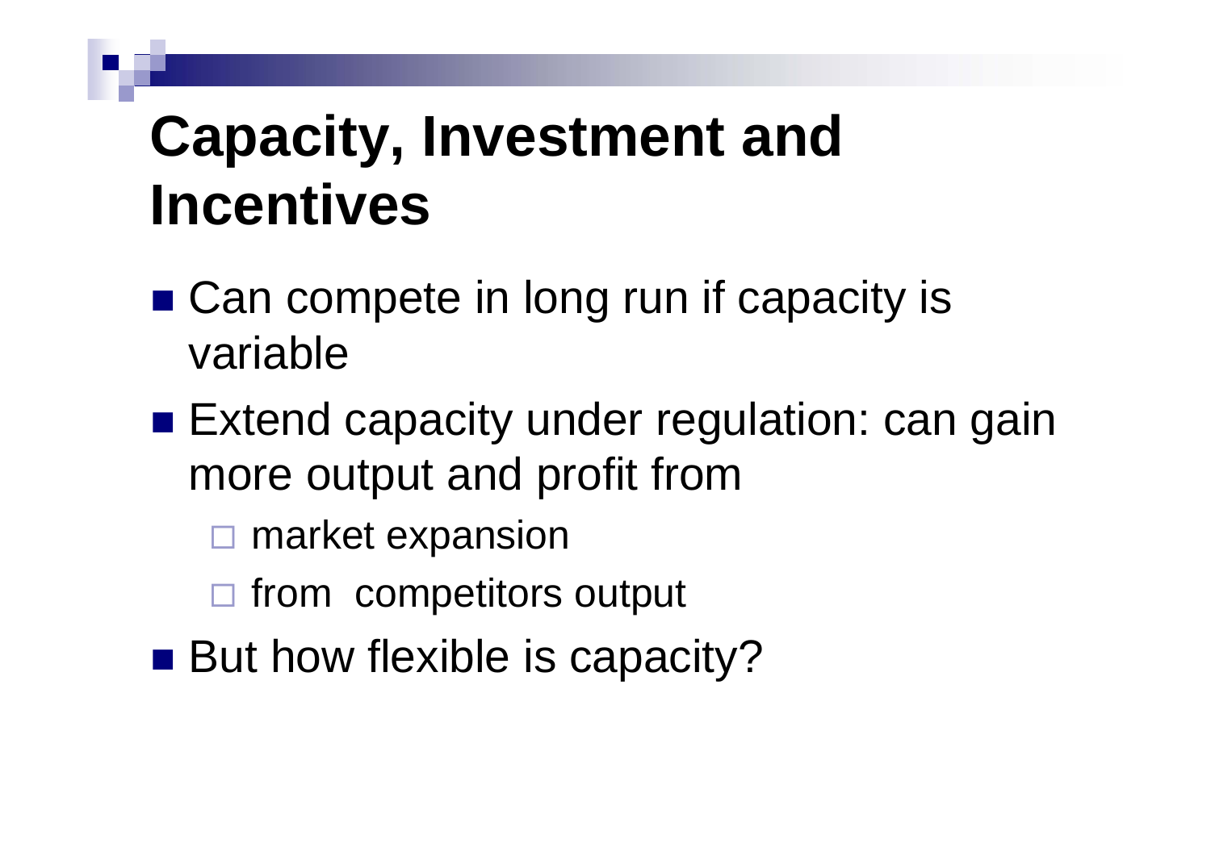# Capacity, Investment and Incentives

- Can compete in long run if capacity is variable
- Extend capacity under regulation: can gain more output and profit from
  - market expansion
  - from competitors output
- But how flexible is capacity?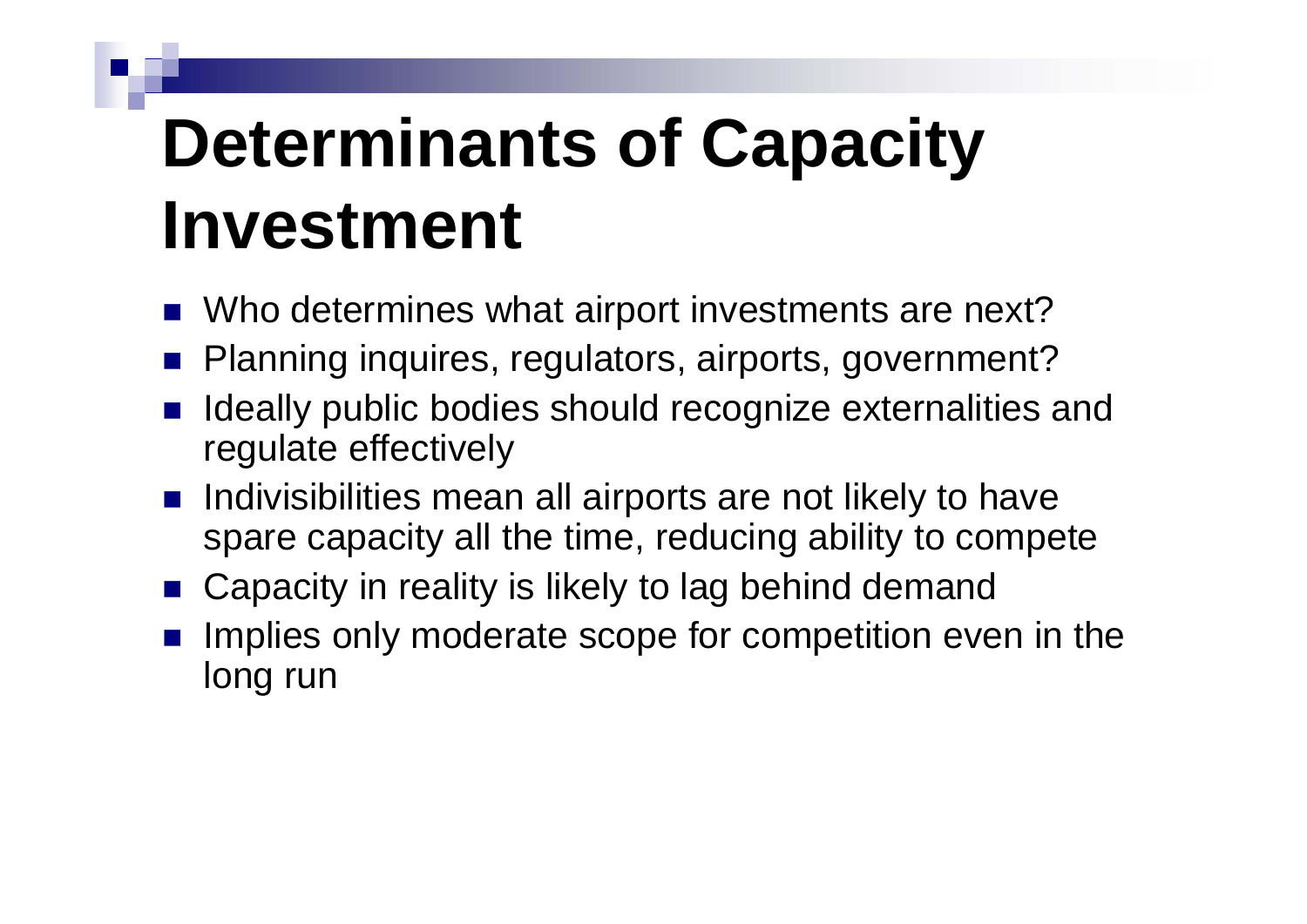# Determinants of Capacity Investment

- Who determines what airport investments are next?
- Planning inquires, regulators, airports, government?
- Ideally public bodies should recognize externalities and regulate effectively
- Indivisibilities mean all airports are not likely to have spare capacity all the time, reducing ability to compete
- Capacity in reality is likely to lag behind demand
- Implies only moderate scope for competition even in the long run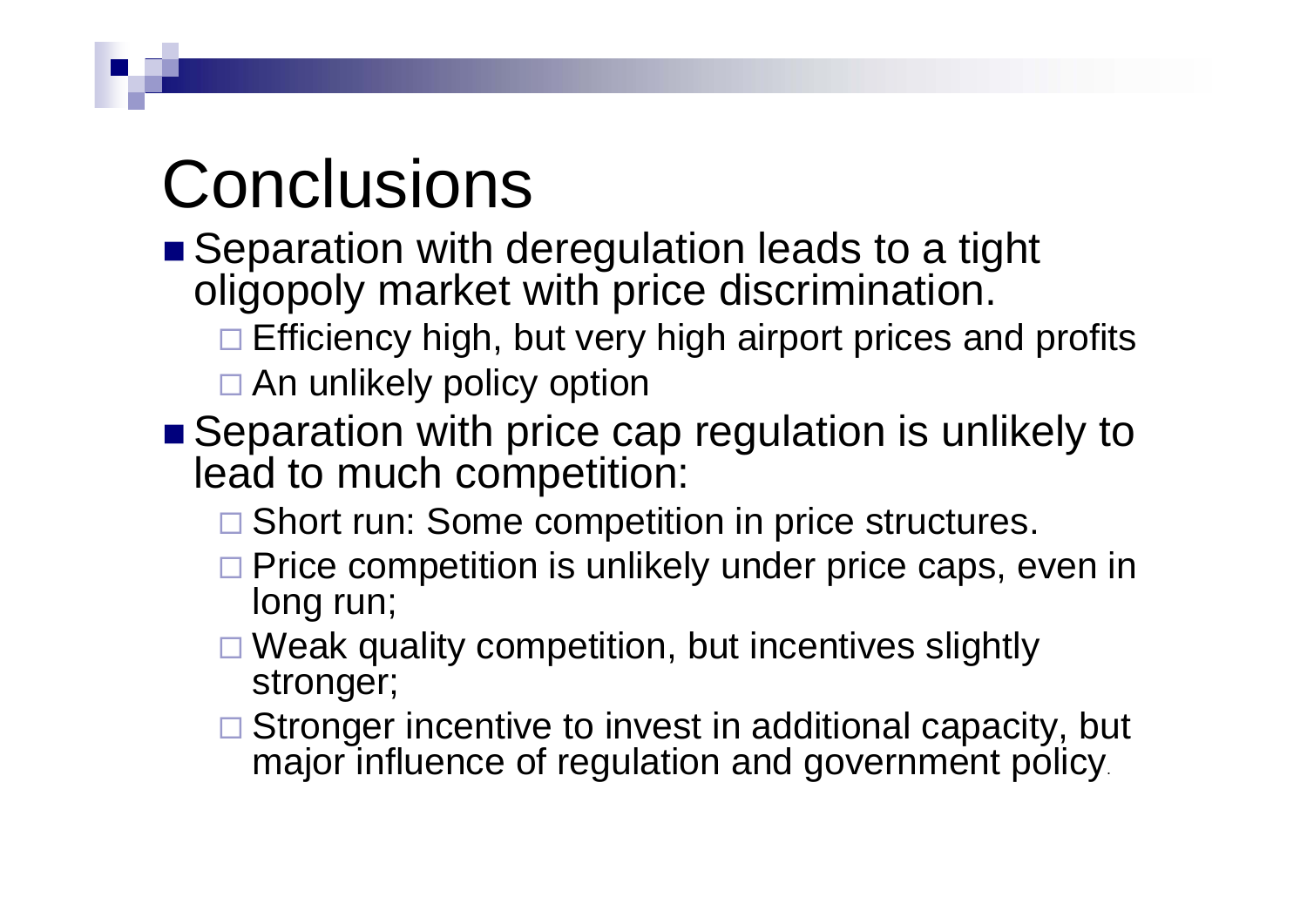# Conclusions

- Separation with deregulation leads to a tight oligopoly market with price discrimination.
  - Efficiency high, but very high airport prices and profits
  - An unlikely policy option
- Separation with price cap regulation is unlikely to lead to much competition:
  - Short run: Some competition in price structures.
  - Price competition is unlikely under price caps, even in long run;
  - Weak quality competition, but incentives slightly stronger;
  - Stronger incentive to invest in additional capacity, but major influence of regulation and government policy.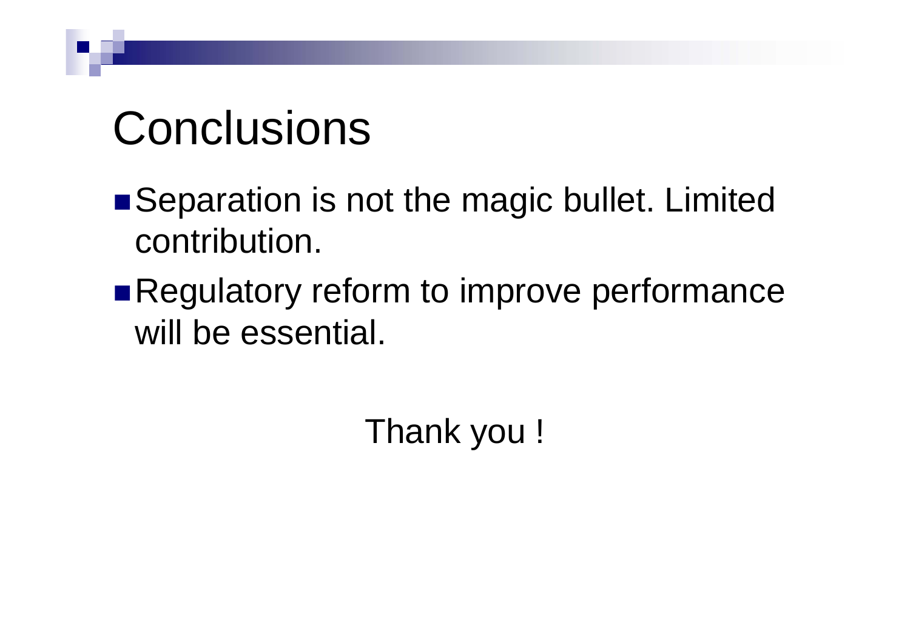# Conclusions

- Separation is not the magic bullet. Limited contribution.
- Regulatory reform to improve performance will be essential.

Thank you !